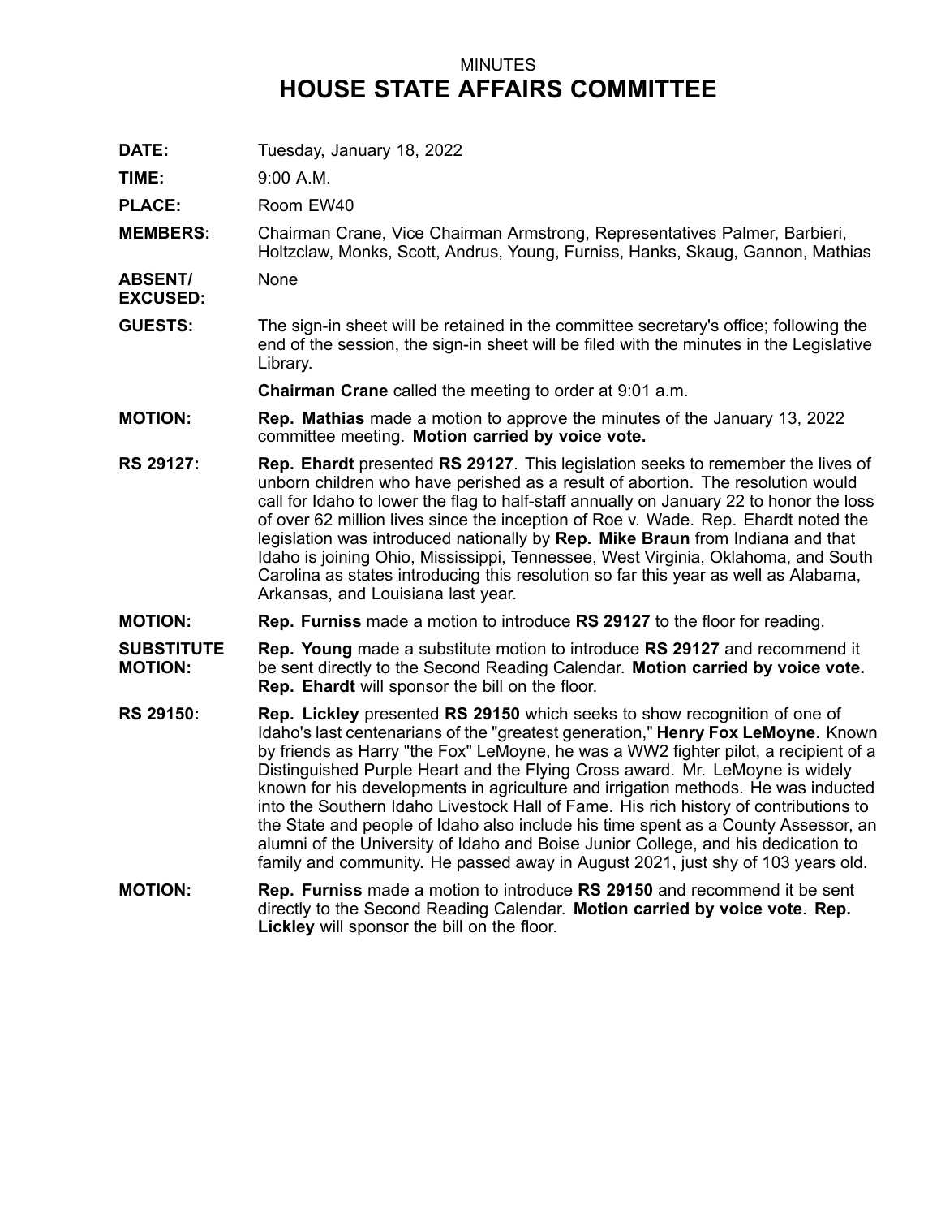MINUTES

# HOUSE STATE AFFAIRS COMMITTEE

**DATE:** Tuesday, January 18, 2022

**TIME:** 9:00 A.M.

**PLACE:** Room EW40

**MEMBERS:** Chairman Crane, Vice Chairman Armstrong, Representatives Palmer, Barbieri, Holtzclaw, Monks, Scott, Andrus, Young, Furniss, Hanks, Skaug, Gannon, Mathias

**ABSENT/ EXCUSED:** None

**GUESTS:** The sign-in sheet will be retained in the committee secretary's office; following the end of the session, the sign-in sheet will be filed with the minutes in the Legislative Library.

**Chairman Crane** called the meeting to order at 9:01 a.m.

**MOTION:** **Rep. Mathias** made a motion to approve the minutes of the January 13, 2022 committee meeting. **Motion carried by voice vote.**

**RS 29127:** **Rep. Ehardt** presented **RS 29127**. This legislation seeks to remember the lives of unborn children who have perished as a result of abortion. The resolution would call for Idaho to lower the flag to half-staff annually on January 22 to honor the loss of over 62 million lives since the inception of Roe v. Wade. Rep. Ehardt noted the legislation was introduced nationally by **Rep. Mike Braun** from Indiana and that Idaho is joining Ohio, Mississippi, Tennessee, West Virginia, Oklahoma, and South Carolina as states introducing this resolution so far this year as well as Alabama, Arkansas, and Louisiana last year.

**MOTION:** **Rep. Furniss** made a motion to introduce **RS 29127** to the floor for reading.

**SUBSTITUTE MOTION:** **Rep. Young** made a substitute motion to introduce **RS 29127** and recommend it be sent directly to the Second Reading Calendar. **Motion carried by voice vote. Rep. Ehardt** will sponsor the bill on the floor.

**RS 29150:** **Rep. Lickley** presented **RS 29150** which seeks to show recognition of one of Idaho's last centenarians of the "greatest generation," **Henry Fox LeMoyne**. Known by friends as Harry "the Fox" LeMoyne, he was a WW2 fighter pilot, a recipient of a Distinguished Purple Heart and the Flying Cross award. Mr. LeMoyne is widely known for his developments in agriculture and irrigation methods. He was inducted into the Southern Idaho Livestock Hall of Fame. His rich history of contributions to the State and people of Idaho also include his time spent as a County Assessor, an alumni of the University of Idaho and Boise Junior College, and his dedication to family and community. He passed away in August 2021, just shy of 103 years old.

**MOTION:** **Rep. Furniss** made a motion to introduce **RS 29150** and recommend it be sent directly to the Second Reading Calendar. **Motion carried by voice vote**. **Rep. Lickley** will sponsor the bill on the floor.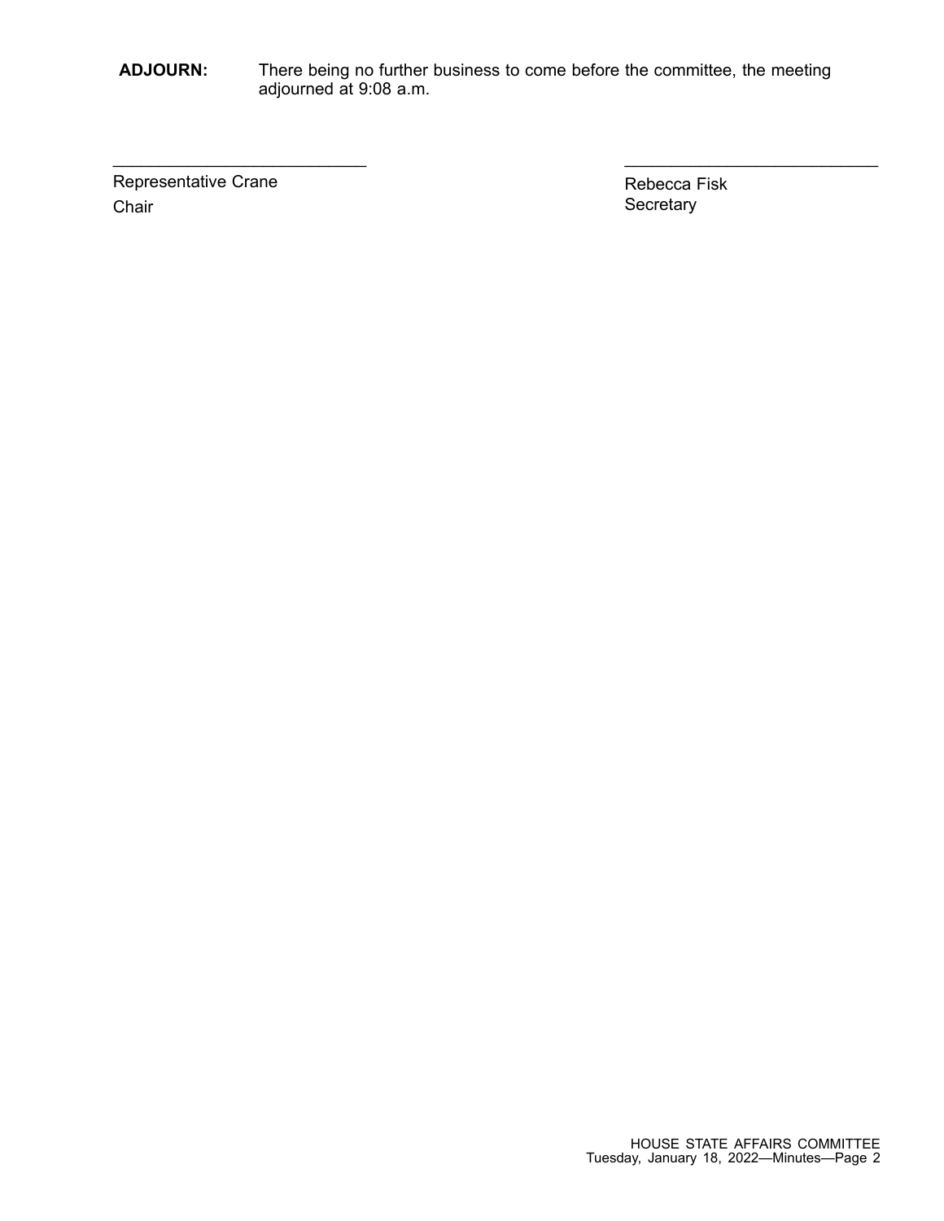**ADJOURN:** There being no further business to come before the committee, the meeting adjourned at 9:08 a.m.

| | |
|---|---|
| ___________________________ | ___________________________ |
| Representative Crane | Rebecca Fisk |
| Chair | Secretary |